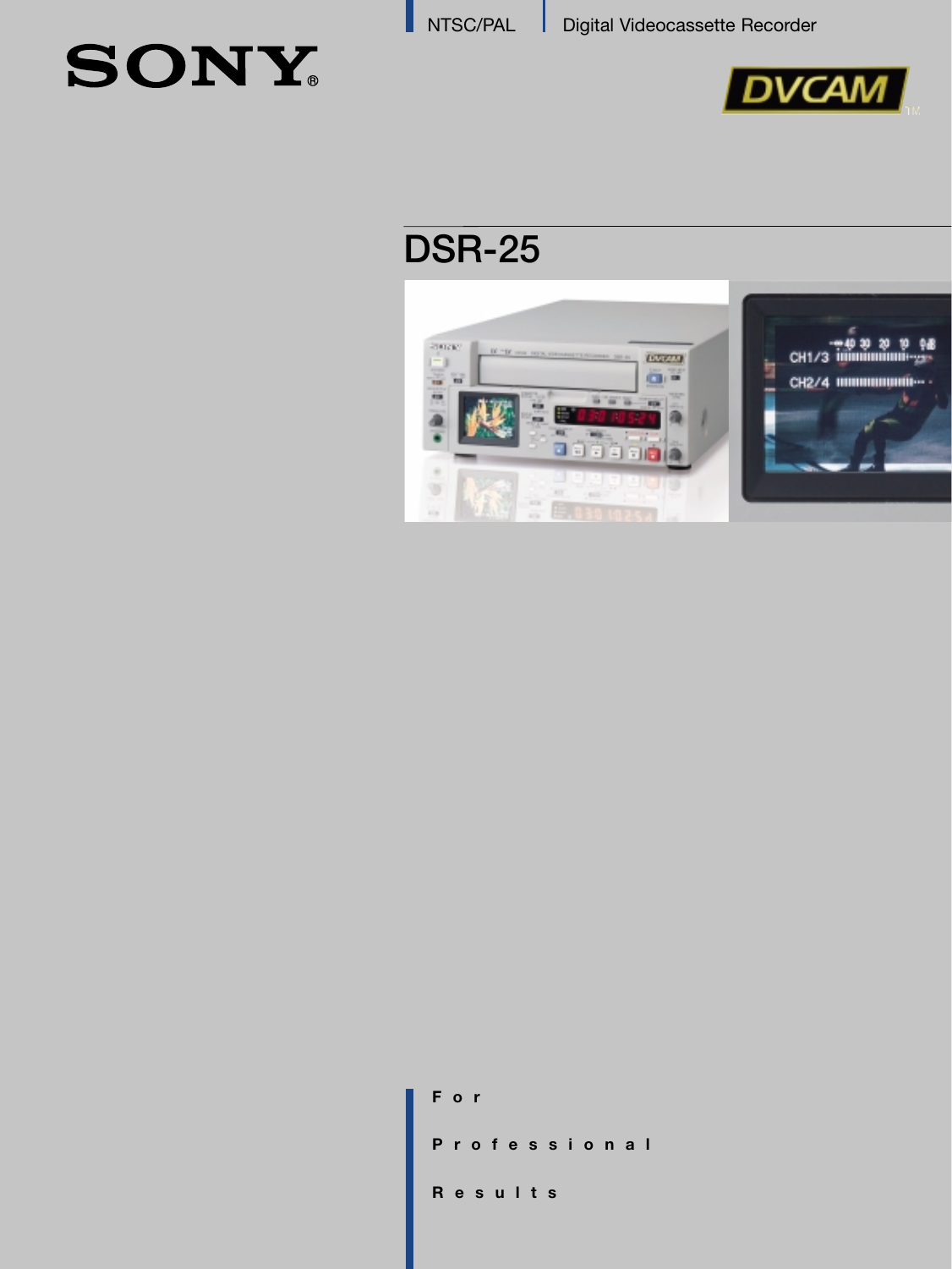SONY

NTSC/PAL | Digital Videocassette Recorder

DVCAM

# DSR-25

For

Professional

Results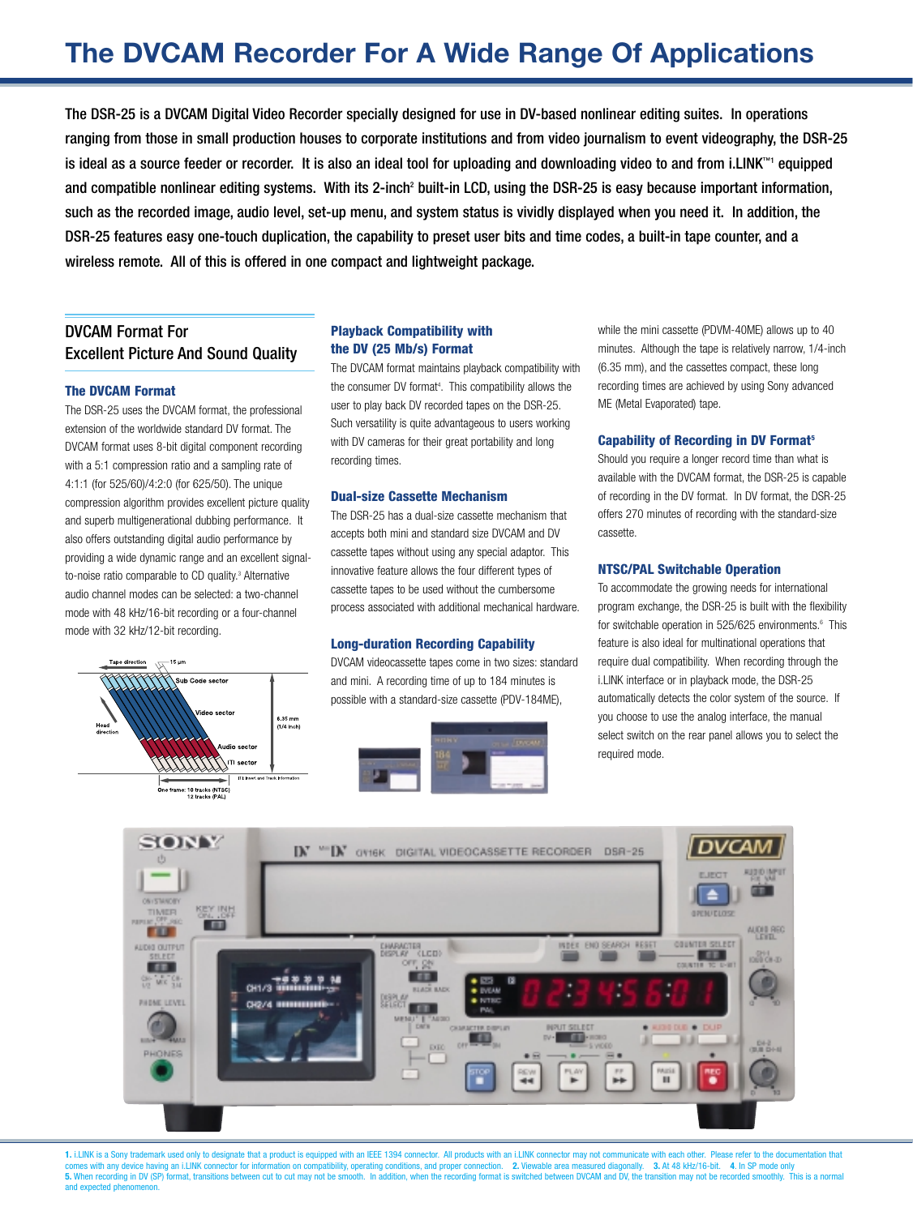# The DVCAM Recorder For A Wide Range Of Applications

The DSR-25 is a DVCAM Digital Video Recorder specially designed for use in DV-based nonlinear editing suites. In operations ranging from those in small production houses to corporate institutions and from video journalism to event videography, the DSR-25 is ideal as a source feeder or recorder. It is also an ideal tool for uploading and downloading video to and from i.LINK™[1] equipped and compatible nonlinear editing systems. With its 2-inch[2] built-in LCD, using the DSR-25 is easy because important information, such as the recorded image, audio level, set-up menu, and system status is vividly displayed when you need it. In addition, the DSR-25 features easy one-touch duplication, the capability to preset user bits and time codes, a built-in tape counter, and a wireless remote. All of this is offered in one compact and lightweight package.

## DVCAM Format For Excellent Picture And Sound Quality

### The DVCAM Format

The DSR-25 uses the DVCAM format, the professional extension of the worldwide standard DV format. The DVCAM format uses 8-bit digital component recording with a 5:1 compression ratio and a sampling rate of 4:1:1 (for 525/60)/4:2:0 (for 625/50). The unique compression algorithm provides excellent picture quality and superb multigenerational dubbing performance. It also offers outstanding digital audio performance by providing a wide dynamic range and an excellent signal-to-noise ratio comparable to CD quality.[3] Alternative audio channel modes can be selected: a two-channel mode with 48 kHz/16-bit recording or a four-channel mode with 32 kHz/12-bit recording.

### Playback Compatibility with the DV (25 Mb/s) Format

The DVCAM format maintains playback compatibility with the consumer DV format[4]. This compatibility allows the user to play back DV recorded tapes on the DSR-25. Such versatility is quite advantageous to users working with DV cameras for their great portability and long recording times.

### Dual-size Cassette Mechanism

The DSR-25 has a dual-size cassette mechanism that accepts both mini and standard size DVCAM and DV cassette tapes without using any special adaptor. This innovative feature allows the four different types of cassette tapes to be used without the cumbersome process associated with additional mechanical hardware.

### Long-duration Recording Capability

DVCAM videocassette tapes come in two sizes: standard and mini. A recording time of up to 184 minutes is possible with a standard-size cassette (PDV-184ME), while the mini cassette (PDVM-40ME) allows up to 40 minutes. Although the tape is relatively narrow, 1/4-inch (6.35 mm), and the cassettes compact, these long recording times are achieved by using Sony advanced ME (Metal Evaporated) tape.

### Capability of Recording in DV Format[5]

Should you require a longer record time than what is available with the DVCAM format, the DSR-25 is capable of recording in the DV format. In DV format, the DSR-25 offers 270 minutes of recording with the standard-size cassette.

### NTSC/PAL Switchable Operation

To accommodate the growing needs for international program exchange, the DSR-25 is built with the flexibility for switchable operation in 525/625 environments.[6] This feature is also ideal for multinational operations that require dual compatibility. When recording through the i.LINK interface or in playback mode, the DSR-25 automatically detects the color system of the source. If you choose to use the analog interface, the manual select switch on the rear panel allows you to select the required mode.

1. i.LINK is a Sony trademark used only to designate that a product is equipped with an IEEE 1394 connector. All products with an i.LINK connector may not communicate with each other. Please refer to the documentation that comes with any device having an i.LINK connector for information on compatibility, operating conditions, and proper connection. 2. Viewable area measured diagonally. 3. At 48 kHz/16-bit. 4. In SP mode only
5. When recording in DV (SP) format, transitions between cut to cut may not be smooth. In addition, when the recording format is switched between DVCAM and DV, the transition may not be recorded smoothly. This is a normal and expected phenomenon.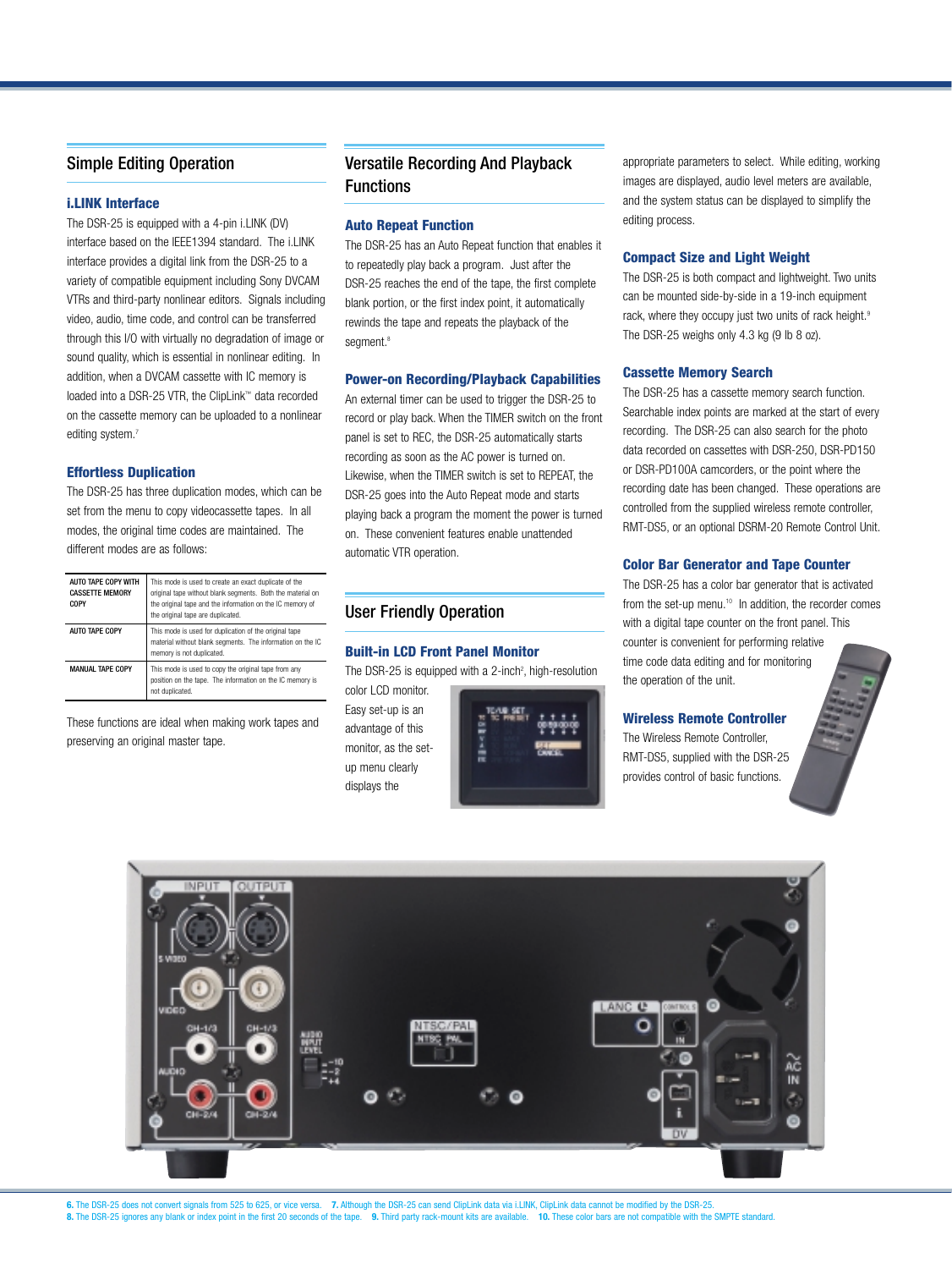## Simple Editing Operation

### i.LINK Interface

The DSR-25 is equipped with a 4-pin i.LINK (DV) interface based on the IEEE1394 standard. The i.LINK interface provides a digital link from the DSR-25 to a variety of compatible equipment including Sony DVCAM VTRs and third-party nonlinear editors. Signals including video, audio, time code, and control can be transferred through this I/O with virtually no degradation of image or sound quality, which is essential in nonlinear editing. In addition, when a DVCAM cassette with IC memory is loaded into a DSR-25 VTR, the ClipLink™ data recorded on the cassette memory can be uploaded to a nonlinear editing system.[7]

### Effortless Duplication

The DSR-25 has three duplication modes, which can be set from the menu to copy videocassette tapes. In all modes, the original time codes are maintained. The different modes are as follows:

| | |
|---|---|
| AUTO TAPE COPY WITH CASSETTE MEMORY COPY | This mode is used to create an exact duplicate of the original tape without blank segments. Both the material on the original tape and the information on the IC memory of the original tape are duplicated. |
| AUTO TAPE COPY | This mode is used for duplication of the original tape material without blank segments. The information on the IC memory is not duplicated. |
| MANUAL TAPE COPY | This mode is used to copy the original tape from any position on the tape. The information on the IC memory is not duplicated. |

These functions are ideal when making work tapes and preserving an original master tape.

## Versatile Recording And Playback Functions

### Auto Repeat Function

The DSR-25 has an Auto Repeat function that enables it to repeatedly play back a program. Just after the DSR-25 reaches the end of the tape, the first complete blank portion, or the first index point, it automatically rewinds the tape and repeats the playback of the segment.[8]

### Power-on Recording/Playback Capabilities

An external timer can be used to trigger the DSR-25 to record or play back. When the TIMER switch on the front panel is set to REC, the DSR-25 automatically starts recording as soon as the AC power is turned on. Likewise, when the TIMER switch is set to REPEAT, the DSR-25 goes into the Auto Repeat mode and starts playing back a program the moment the power is turned on. These convenient features enable unattended automatic VTR operation.

## User Friendly Operation

### Built-in LCD Front Panel Monitor

The DSR-25 is equipped with a 2-inch[2], high-resolution color LCD monitor. Easy set-up is an advantage of this monitor, as the set-up menu clearly displays the appropriate parameters to select. While editing, working images are displayed, audio level meters are available, and the system status can be displayed to simplify the editing process.

### Compact Size and Light Weight

The DSR-25 is both compact and lightweight. Two units can be mounted side-by-side in a 19-inch equipment rack, where they occupy just two units of rack height.[9] The DSR-25 weighs only 4.3 kg (9 lb 8 oz).

### Cassette Memory Search

The DSR-25 has a cassette memory search function. Searchable index points are marked at the start of every recording. The DSR-25 can also search for the photo data recorded on cassettes with DSR-250, DSR-PD150 or DSR-PD100A camcorders, or the point where the recording date has been changed. These operations are controlled from the supplied wireless remote controller, RMT-DS5, or an optional DSRM-20 Remote Control Unit.

### Color Bar Generator and Tape Counter

The DSR-25 has a color bar generator that is activated from the set-up menu.[10] In addition, the recorder comes with a digital tape counter on the front panel. This counter is convenient for performing relative time code data editing and for monitoring the operation of the unit.

### Wireless Remote Controller

The Wireless Remote Controller, RMT-DS5, supplied with the DSR-25 provides control of basic functions.

**6.** The DSR-25 does not convert signals from 525 to 625, or vice versa. **7.** Although the DSR-25 can send ClipLink data via i.LINK, ClipLink data cannot be modified by the DSR-25.
**8.** The DSR-25 ignores any blank or index point in the first 20 seconds of the tape. **9.** Third party rack-mount kits are available. **10.** These color bars are not compatible with the SMPTE standard.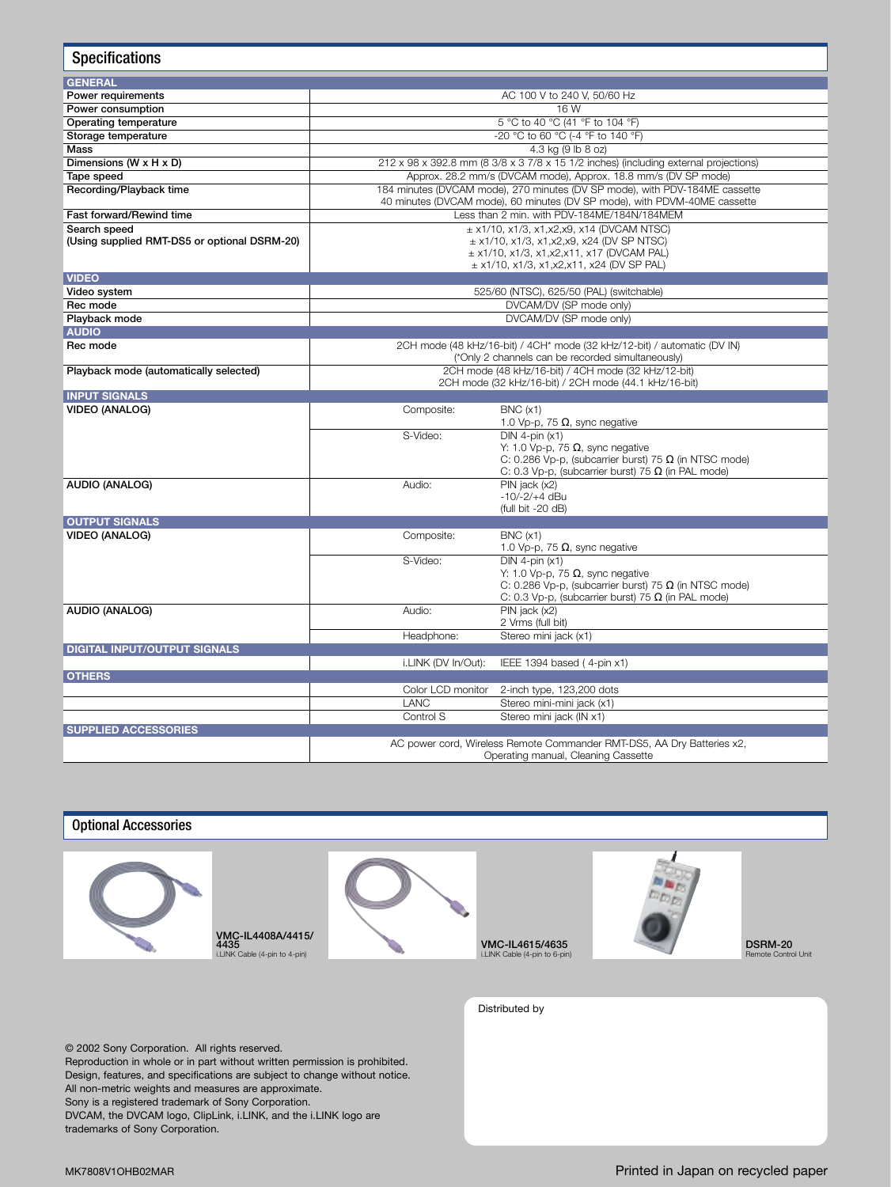## Specifications

| | | |
|---|---|---|
| **GENERAL** | | |
| Power requirements | AC 100 V to 240 V, 50/60 Hz | |
| Power consumption | 16 W | |
| Operating temperature | 5 °C to 40 °C (41 °F to 104 °F) | |
| Storage temperature | -20 °C to 60 °C (-4 °F to 140 °F) | |
| Mass | 4.3 kg (9 lb 8 oz) | |
| Dimensions (W x H x D) | 212 x 98 x 392.8 mm (8 3/8 x 3 7/8 x 15 1/2 inches) (including external projections) | |
| Tape speed | Approx. 28.2 mm/s (DVCAM mode), Approx. 18.8 mm/s (DV SP mode) | |
| Recording/Playback time | 184 minutes (DVCAM mode), 270 minutes (DV SP mode), with PDV-184ME cassette<br>40 minutes (DVCAM mode), 60 minutes (DV SP mode), with PDVM-40ME cassette | |
| Fast forward/Rewind time | Less than 2 min. with PDV-184ME/184N/184MEM | |
| Search speed<br>(Using supplied RMT-DS5 or optional DSRM-20) | ± x1/10, x1/3, x1,x2,x9, x14 (DVCAM NTSC)<br>± x1/10, x1/3, x1,x2,x9, x24 (DV SP NTSC)<br>± x1/10, x1/3, x1,x2,x11, x17 (DVCAM PAL)<br>± x1/10, x1/3, x1,x2,x11, x24 (DV SP PAL) | |
| **VIDEO** | | |
| Video system | 525/60 (NTSC), 625/50 (PAL) (switchable) | |
| Rec mode | DVCAM/DV (SP mode only) | |
| Playback mode | DVCAM/DV (SP mode only) | |
| **AUDIO** | | |
| Rec mode | 2CH mode (48 kHz/16-bit) / 4CH* mode (32 kHz/12-bit) / automatic (DV IN)<br>(*Only 2 channels can be recorded simultaneously) | |
| Playback mode (automatically selected) | 2CH mode (48 kHz/16-bit) / 4CH mode (32 kHz/12-bit)<br>2CH mode (32 kHz/16-bit) / 2CH mode (44.1 kHz/16-bit) | |
| **INPUT SIGNALS** | | |
| VIDEO (ANALOG) | Composite: | BNC (x1)<br>1.0 Vp-p, 75 Ω, sync negative |
| | S-Video: | DIN 4-pin (x1)<br>Y: 1.0 Vp-p, 75 Ω, sync negative<br>C: 0.286 Vp-p, (subcarrier burst) 75 Ω (in NTSC mode)<br>C: 0.3 Vp-p, (subcarrier burst) 75 Ω (in PAL mode) |
| AUDIO (ANALOG) | Audio: | PIN jack (x2)<br>-10/-2/+4 dBu<br>(full bit -20 dB) |
| **OUTPUT SIGNALS** | | |
| VIDEO (ANALOG) | Composite: | BNC (x1)<br>1.0 Vp-p, 75 Ω, sync negative |
| | S-Video: | DIN 4-pin (x1)<br>Y: 1.0 Vp-p, 75 Ω, sync negative<br>C: 0.286 Vp-p, (subcarrier burst) 75 Ω (in NTSC mode)<br>C: 0.3 Vp-p, (subcarrier burst) 75 Ω (in PAL mode) |
| AUDIO (ANALOG) | Audio: | PIN jack (x2)<br>2 Vrms (full bit) |
| | Headphone: | Stereo mini jack (x1) |
| **DIGITAL INPUT/OUTPUT SIGNALS** | | |
| | i.LINK (DV In/Out): | IEEE 1394 based ( 4-pin x1) |
| **OTHERS** | | |
| | Color LCD monitor | 2-inch type, 123,200 dots |
| | LANC | Stereo mini-mini jack (x1) |
| | Control S | Stereo mini jack (IN x1) |
| **SUPPLIED ACCESSORIES** | | |
| | AC power cord, Wireless Remote Commander RMT-DS5, AA Dry Batteries x2,<br>Operating manual, Cleaning Cassette | |

## Optional Accessories

**VMC-IL4408A/4415/4435**
i.LINK Cable (4-pin to 4-pin)

**VMC-IL4615/4635**
i.LINK Cable (4-pin to 6-pin)

**DSRM-20**
Remote Control Unit

Distributed by

© 2002 Sony Corporation. All rights reserved.
Reproduction in whole or in part without written permission is prohibited.
Design, features, and specifications are subject to change without notice.
All non-metric weights and measures are approximate.
Sony is a registered trademark of Sony Corporation.
DVCAM, the DVCAM logo, ClipLink, i.LINK, and the i.LINK logo are trademarks of Sony Corporation.

MK7808V1OHB02MAR

Printed in Japan on recycled paper